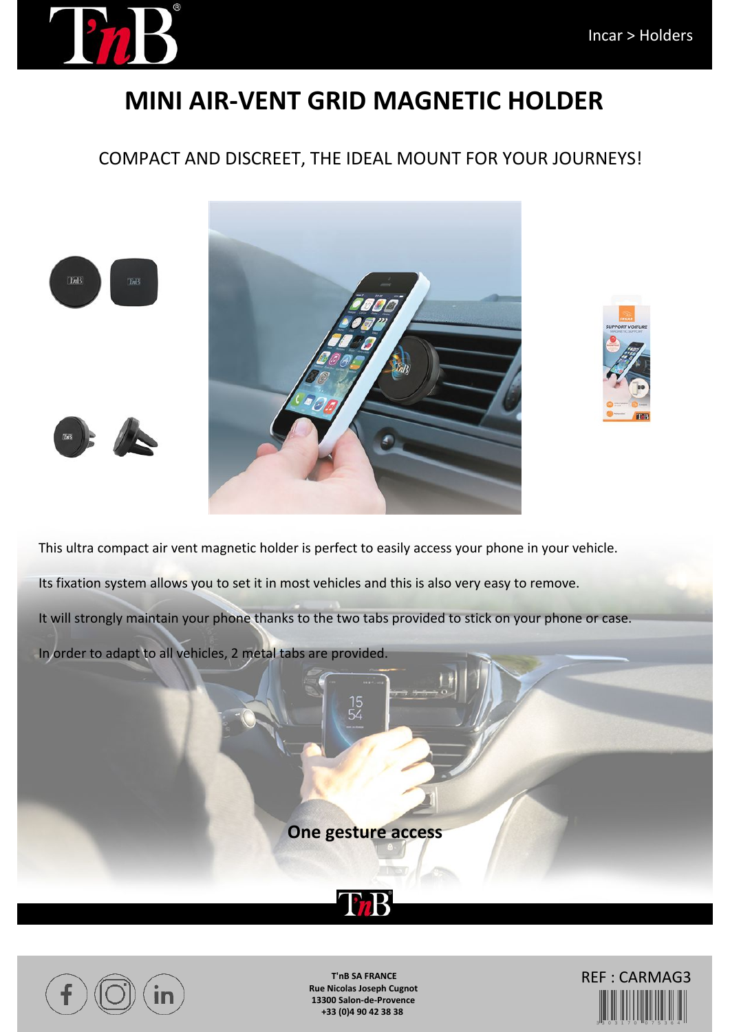Incar > Holders

# MINI AIR-VENT GRID MAGNETIC HOLDER

## COMPACT AND DISCREET, THE IDEAL MOUNT FOR YOUR JOURNEYS!

This ultra compact air vent magnetic holder is perfect to easily access your phone in your vehicle.

Its fixation system allows you to set it in most vehicles and this is also very easy to remove.

It will strongly maintain your phone thanks to the two tabs provided to stick on your phone or case.

In order to adapt to all vehicles, 2 metal tabs are provided.

**One gesture access**

**T'nB SA FRANCE**
**Rue Nicolas Joseph Cugnot**
**13300 Salon-de-Provence**
**+33 (0)4 90 42 38 38**

REF : CARMAG3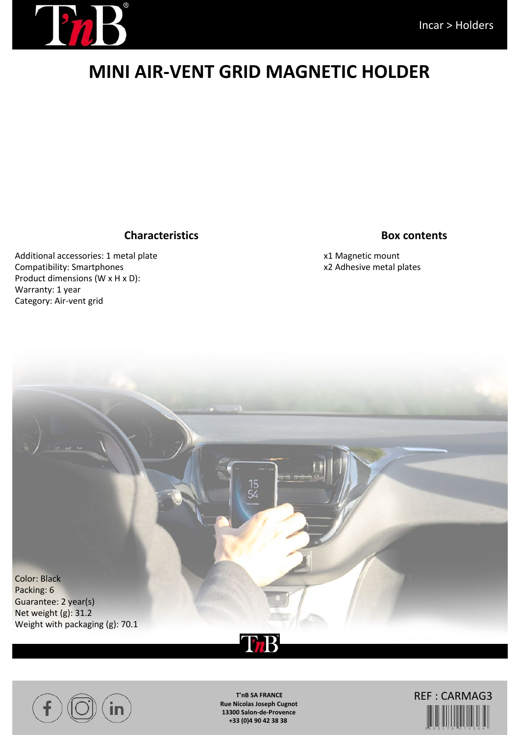Incar > Holders

# MINI AIR-VENT GRID MAGNETIC HOLDER

## Characteristics

Additional accessories: 1 metal plate
Compatibility: Smartphones
Product dimensions (W x H x D):
Warranty: 1 year
Category: Air-vent grid

## Box contents

x1 Magnetic mount
x2 Adhesive metal plates

Color: Black
Packing: 6
Guarantee: 2 year(s)
Net weight (g): 31.2
Weight with packaging (g): 70.1

**T'nB SA FRANCE**
**Rue Nicolas Joseph Cugnot**
**13300 Salon-de-Provence**
**+33 (0)4 90 42 38 38**

REF : CARMAG3